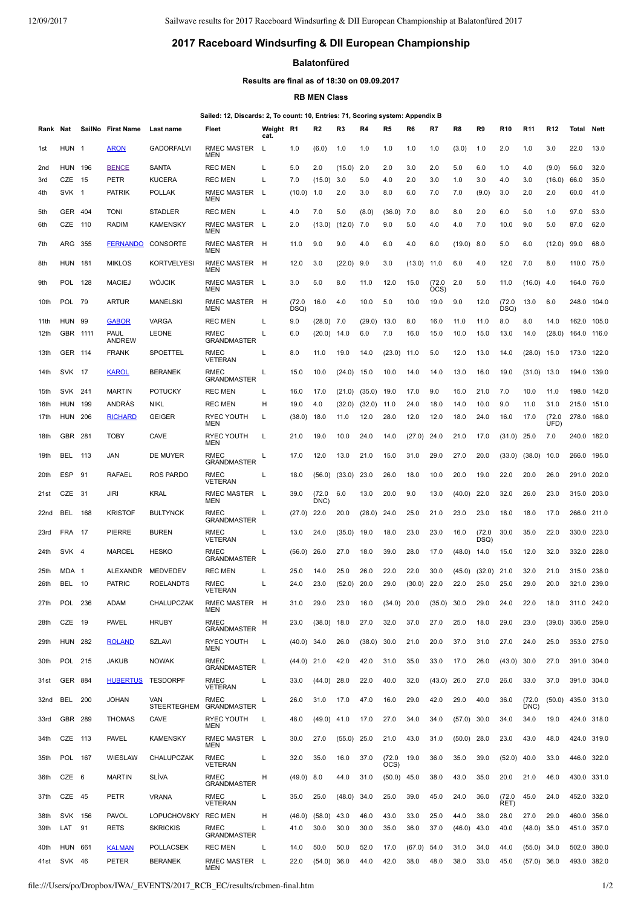# 2017 Raceboard Windsurfing & DII European Championship

## Balatonfüred

### Results are final as of 18:30 on 09.09.2017

#### RB MEN Class

Sailed: 12, Discards: 2, To count: 10, Entries: 71, Scoring system: Appendix B

| Rank | Nat | SailNo | First Name | Last name | Fleet | Weight cat. | R1 | R2 | R3 | R4 | R5 | R6 | R7 | R8 | R9 | R10 | R11 | R12 | Total | Nett |
|---|---|---|---|---|---|---|---|---|---|---|---|---|---|---|---|---|---|---|---|---|
| 1st | HUN | 1 | ARON | GADORFALVI | RMEC MASTER MEN | L | 1.0 | (6.0) | 1.0 | 1.0 | 1.0 | 1.0 | 1.0 | (3.0) | 1.0 | 2.0 | 1.0 | 3.0 | 22.0 | 13.0 |
| 2nd | HUN | 196 | BENCE | SANTA | REC MEN | L | 5.0 | 2.0 | (15.0) | 2.0 | 2.0 | 3.0 | 2.0 | 5.0 | 6.0 | 1.0 | 4.0 | (9.0) | 56.0 | 32.0 |
| 3rd | CZE | 15 | PETR | KUCERA | REC MEN | L | 7.0 | (15.0) | 3.0 | 5.0 | 4.0 | 2.0 | 3.0 | 1.0 | 3.0 | 4.0 | 3.0 | (16.0) | 66.0 | 35.0 |
| 4th | SVK | 1 | PATRIK | POLLAK | RMEC MASTER MEN | L | (10.0) | 1.0 | 2.0 | 3.0 | 8.0 | 6.0 | 7.0 | 7.0 | (9.0) | 3.0 | 2.0 | 2.0 | 60.0 | 41.0 |
| 5th | GER | 404 | TONI | STADLER | REC MEN | L | 4.0 | 7.0 | 5.0 | (8.0) | (36.0) | 7.0 | 8.0 | 8.0 | 2.0 | 6.0 | 5.0 | 1.0 | 97.0 | 53.0 |
| 6th | CZE | 110 | RADIM | KAMENSKY | RMEC MASTER MEN | L | 2.0 | (13.0) | (12.0) | 7.0 | 9.0 | 5.0 | 4.0 | 4.0 | 7.0 | 10.0 | 9.0 | 5.0 | 87.0 | 62.0 |
| 7th | ARG | 355 | FERNANDO | CONSORTE | RMEC MASTER MEN | H | 11.0 | 9.0 | 9.0 | 4.0 | 6.0 | 4.0 | 6.0 | (19.0) | 8.0 | 5.0 | 6.0 | (12.0) | 99.0 | 68.0 |
| 8th | HUN | 181 | MIKLOS | KORTVELYESI | RMEC MASTER MEN | H | 12.0 | 3.0 | (22.0) | 9.0 | 3.0 | (13.0) | 11.0 | 6.0 | 4.0 | 12.0 | 7.0 | 8.0 | 110.0 | 75.0 |
| 9th | POL | 128 | MACIEJ | WÓJCIK | RMEC MASTER MEN | L | 3.0 | 5.0 | 8.0 | 11.0 | 12.0 | 15.0 | (72.0 OCS) | 2.0 | 5.0 | 11.0 | (16.0) | 4.0 | 164.0 | 76.0 |
| 10th | POL | 79 | ARTUR | MANELSKI | RMEC MASTER MEN | H | (72.0 DSQ) | 16.0 | 4.0 | 10.0 | 5.0 | 10.0 | 19.0 | 9.0 | 12.0 | (72.0 DSQ) | 13.0 | 6.0 | 248.0 | 104.0 |
| 11th | HUN | 99 | GABOR | VARGA | REC MEN | L | 9.0 | (28.0) | 7.0 | (29.0) | 13.0 | 8.0 | 16.0 | 11.0 | 11.0 | 8.0 | 8.0 | 14.0 | 162.0 | 105.0 |
| 12th | GBR | 1111 | PAUL ANDREW | LEONE | RMEC GRANDMASTER | L | 6.0 | (20.0) | 14.0 | 6.0 | 7.0 | 16.0 | 15.0 | 10.0 | 15.0 | 13.0 | 14.0 | (28.0) | 164.0 | 116.0 |
| 13th | GER | 114 | FRANK | SPOETTEL | RMEC VETERAN | L | 8.0 | 11.0 | 19.0 | 14.0 | (23.0) | 11.0 | 5.0 | 12.0 | 13.0 | 14.0 | (28.0) | 15.0 | 173.0 | 122.0 |
| 14th | SVK | 17 | KAROL | BERANEK | RMEC GRANDMASTER | L | 15.0 | 10.0 | (24.0) | 15.0 | 10.0 | 14.0 | 14.0 | 13.0 | 16.0 | 19.0 | (31.0) | 13.0 | 194.0 | 139.0 |
| 15th | SVK | 241 | MARTIN | POTUCKY | REC MEN | L | 16.0 | 17.0 | (21.0) | (35.0) | 19.0 | 17.0 | 9.0 | 15.0 | 21.0 | 7.0 | 10.0 | 11.0 | 198.0 | 142.0 |
| 16th | HUN | 199 | ANDRÁS | NIKL | REC MEN | H | 19.0 | 4.0 | (32.0) | (32.0) | 11.0 | 24.0 | 18.0 | 14.0 | 10.0 | 9.0 | 11.0 | 31.0 | 215.0 | 151.0 |
| 17th | HUN | 206 | RICHARD | GEIGER | RYEC YOUTH MEN | L | (38.0) | 18.0 | 11.0 | 12.0 | 28.0 | 12.0 | 12.0 | 18.0 | 24.0 | 16.0 | 17.0 | (72.0 UFD) | 278.0 | 168.0 |
| 18th | GBR | 281 | TOBY | CAVE | RYEC YOUTH MEN | L | 21.0 | 19.0 | 10.0 | 24.0 | 14.0 | (27.0) | 24.0 | 21.0 | 17.0 | (31.0) | 25.0 | 7.0 | 240.0 | 182.0 |
| 19th | BEL | 113 | JAN | DE MUYER | RMEC GRANDMASTER | L | 17.0 | 12.0 | 13.0 | 21.0 | 15.0 | 31.0 | 29.0 | 27.0 | 20.0 | (33.0) | (38.0) | 10.0 | 266.0 | 195.0 |
| 20th | ESP | 91 | RAFAEL | ROS PARDO | RMEC VETERAN | L | 18.0 | (56.0) | (33.0) | 23.0 | 26.0 | 18.0 | 10.0 | 20.0 | 19.0 | 22.0 | 20.0 | 26.0 | 291.0 | 202.0 |
| 21st | CZE | 31 | JIRI | KRAL | RMEC MASTER MEN | L | 39.0 | (72.0 DNC) | 6.0 | 13.0 | 20.0 | 9.0 | 13.0 | (40.0) | 22.0 | 32.0 | 26.0 | 23.0 | 315.0 | 203.0 |
| 22nd | BEL | 168 | KRISTOF | BULTYNCK | RMEC GRANDMASTER | L | (27.0) | 22.0 | 20.0 | (28.0) | 24.0 | 25.0 | 21.0 | 23.0 | 23.0 | 18.0 | 18.0 | 17.0 | 266.0 | 211.0 |
| 23rd | FRA | 17 | PIERRE | BUREN | RMEC VETERAN | L | 13.0 | 24.0 | (35.0) | 19.0 | 18.0 | 23.0 | 23.0 | 16.0 | (72.0 DSQ) | 30.0 | 35.0 | 22.0 | 330.0 | 223.0 |
| 24th | SVK | 4 | MARCEL | HESKO | RMEC GRANDMASTER | L | (56.0) | 26.0 | 27.0 | 18.0 | 39.0 | 28.0 | 17.0 | (48.0) | 14.0 | 15.0 | 12.0 | 32.0 | 332.0 | 228.0 |
| 25th | MDA | 1 | ALEXANDR | MEDVEDEV | REC MEN | L | 25.0 | 14.0 | 25.0 | 26.0 | 22.0 | 22.0 | 30.0 | (45.0) | (32.0) | 21.0 | 32.0 | 21.0 | 315.0 | 238.0 |
| 26th | BEL | 10 | PATRIC | ROELANDTS | RMEC VETERAN | L | 24.0 | 23.0 | (52.0) | 20.0 | 29.0 | (30.0) | 22.0 | 22.0 | 25.0 | 25.0 | 29.0 | 20.0 | 321.0 | 239.0 |
| 27th | POL | 236 | ADAM | CHALUPCZAK | RMEC MASTER MEN | H | 31.0 | 29.0 | 23.0 | 16.0 | (34.0) | 20.0 | (35.0) | 30.0 | 29.0 | 24.0 | 22.0 | 18.0 | 311.0 | 242.0 |
| 28th | CZE | 19 | PAVEL | HRUBY | RMEC GRANDMASTER | H | 23.0 | (38.0) | 18.0 | 27.0 | 32.0 | 37.0 | 27.0 | 25.0 | 18.0 | 29.0 | 23.0 | (39.0) | 336.0 | 259.0 |
| 29th | HUN | 282 | ROLAND | SZLAVI | RYEC YOUTH MEN | L | (40.0) | 34.0 | 26.0 | (38.0) | 30.0 | 21.0 | 20.0 | 37.0 | 31.0 | 27.0 | 24.0 | 25.0 | 353.0 | 275.0 |
| 30th | POL | 215 | JAKUB | NOWAK | RMEC GRANDMASTER | L | (44.0) | 21.0 | 42.0 | 42.0 | 31.0 | 35.0 | 33.0 | 17.0 | 26.0 | (43.0) | 30.0 | 27.0 | 391.0 | 304.0 |
| 31st | GER | 884 | HUBERTUS | TESDORPF | RMEC VETERAN | L | 33.0 | (44.0) | 28.0 | 22.0 | 40.0 | 32.0 | (43.0) | 26.0 | 27.0 | 26.0 | 33.0 | 37.0 | 391.0 | 304.0 |
| 32nd | BEL | 200 | JOHAN | VAN STEERTEGHEM | RMEC GRANDMASTER | L | 26.0 | 31.0 | 17.0 | 47.0 | 16.0 | 29.0 | 42.0 | 29.0 | 40.0 | 36.0 | (72.0 DNC) | (50.0) | 435.0 | 313.0 |
| 33rd | GBR | 289 | THOMAS | CAVE | RYEC YOUTH MEN | L | 48.0 | (49.0) | 41.0 | 17.0 | 27.0 | 34.0 | 34.0 | (57.0) | 30.0 | 34.0 | 34.0 | 19.0 | 424.0 | 318.0 |
| 34th | CZE | 113 | PAVEL | KAMENSKY | RMEC MASTER MEN | L | 30.0 | 27.0 | (55.0) | 25.0 | 21.0 | 43.0 | 31.0 | (50.0) | 28.0 | 23.0 | 43.0 | 48.0 | 424.0 | 319.0 |
| 35th | POL | 167 | WIESLAW | CHALUPCZAK | RMEC VETERAN | L | 32.0 | 35.0 | 16.0 | 37.0 | (72.0 OCS) | 19.0 | 36.0 | 35.0 | 39.0 | (52.0) | 40.0 | 33.0 | 446.0 | 322.0 |
| 36th | CZE | 6 | MARTIN | SLÍVA | RMEC GRANDMASTER | H | (49.0) | 8.0 | 44.0 | 31.0 | (50.0) | 45.0 | 38.0 | 43.0 | 35.0 | 20.0 | 21.0 | 46.0 | 430.0 | 331.0 |
| 37th | CZE | 45 | PETR | VRANA | RMEC VETERAN | L | 35.0 | 25.0 | (48.0) | 34.0 | 25.0 | 39.0 | 45.0 | 24.0 | 36.0 | (72.0 RET) | 45.0 | 24.0 | 452.0 | 332.0 |
| 38th | SVK | 156 | PAVOL | LOPUCHOVSKY | REC MEN | H | (46.0) | (58.0) | 43.0 | 46.0 | 43.0 | 33.0 | 25.0 | 44.0 | 38.0 | 28.0 | 27.0 | 29.0 | 460.0 | 356.0 |
| 39th | LAT | 91 | RETS | SKRICKIS | RMEC GRANDMASTER | L | 41.0 | 30.0 | 30.0 | 30.0 | 35.0 | 36.0 | 37.0 | (46.0) | 43.0 | 40.0 | (48.0) | 35.0 | 451.0 | 357.0 |
| 40th | HUN | 661 | KALMAN | POLLACSEK | REC MEN | L | 14.0 | 50.0 | 50.0 | 52.0 | 17.0 | (67.0) | 54.0 | 31.0 | 34.0 | 44.0 | (55.0) | 34.0 | 502.0 | 380.0 |
| 41st | SVK | 46 | PETER | BERANEK | RMEC MASTER MEN | L | 22.0 | (54.0) | 36.0 | 44.0 | 42.0 | 38.0 | 48.0 | 38.0 | 33.0 | 45.0 | (57.0) | 36.0 | 493.0 | 382.0 |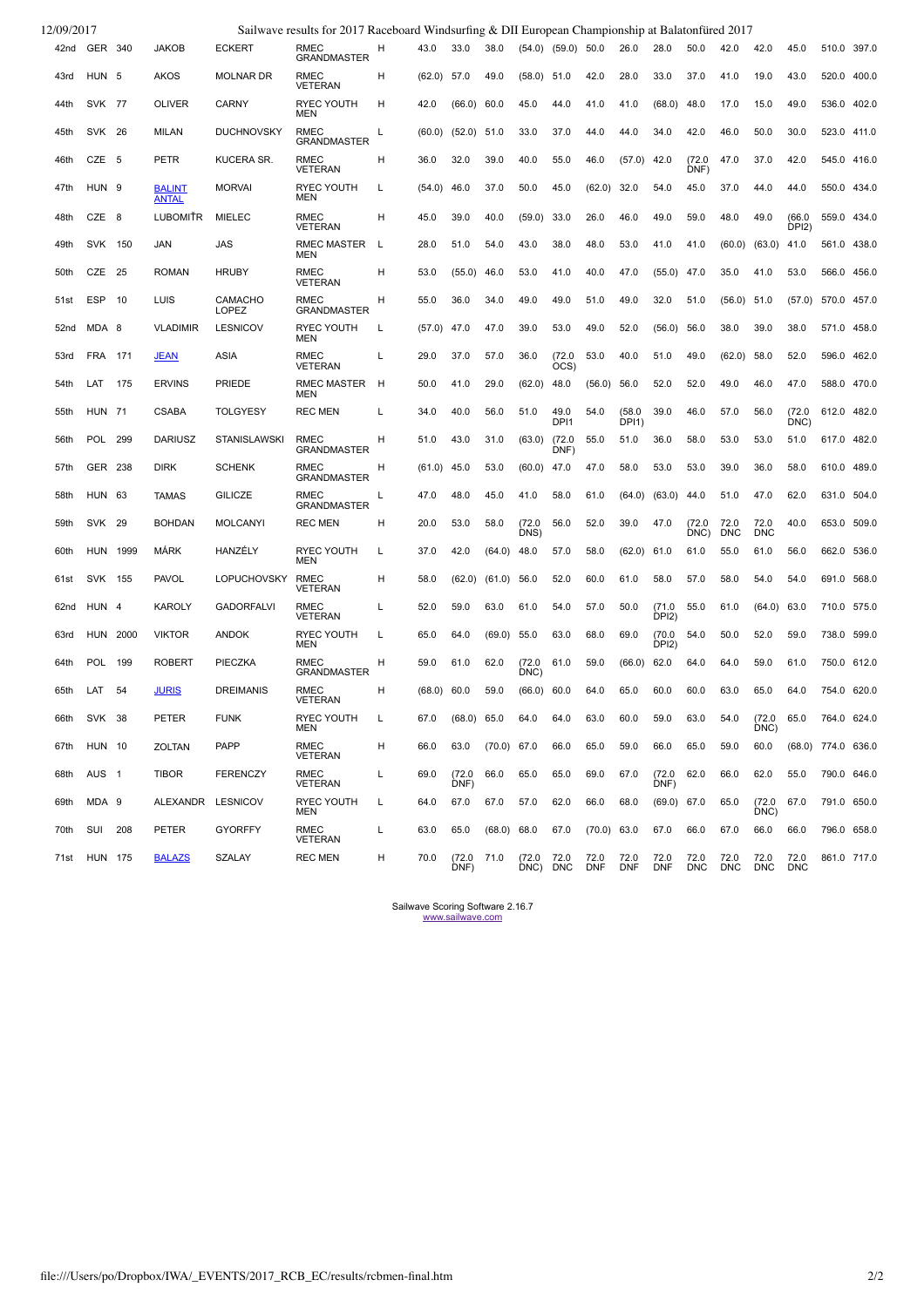| | | | | | | | | | | | | | | | | | | | | | | | | |
|---|---|---|---|---|---|---|---|---|---|---|---|---|---|---|---|---|---|---|---|---|---|---|---|---|
| 42nd | GER | 340 | JAKOB | ECKERT | RMEC GRANDMASTER | H | 43.0 | 33.0 | 38.0 | (54.0) | (59.0) | 50.0 | 26.0 | 28.0 | 50.0 | 42.0 | 42.0 | 45.0 | 510.0 | 397.0 |
| 43rd | HUN | 5 | AKOS | MOLNAR DR | RMEC VETERAN | H | (62.0) | 57.0 | 49.0 | (58.0) | 51.0 | 42.0 | 28.0 | 33.0 | 37.0 | 41.0 | 19.0 | 43.0 | 520.0 | 400.0 |
| 44th | SVK | 77 | OLIVER | CARNY | RYEC YOUTH MEN | H | 42.0 | (66.0) | 60.0 | 45.0 | 44.0 | 41.0 | 41.0 | (68.0) | 48.0 | 17.0 | 15.0 | 49.0 | 536.0 | 402.0 |
| 45th | SVK | 26 | MILAN | DUCHNOVSKY | RMEC GRANDMASTER | L | (60.0) | (52.0) | 51.0 | 33.0 | 37.0 | 44.0 | 44.0 | 34.0 | 42.0 | 46.0 | 50.0 | 30.0 | 523.0 | 411.0 |
| 46th | CZE | 5 | PETR | KUCERA SR. | RMEC VETERAN | H | 36.0 | 32.0 | 39.0 | 40.0 | 55.0 | 46.0 | (57.0) | 42.0 | (72.0 DNF) | 47.0 | 37.0 | 42.0 | 545.0 | 416.0 |
| 47th | HUN | 9 | BALINT ANTAL | MORVAI | RYEC YOUTH MEN | L | (54.0) | 46.0 | 37.0 | 50.0 | 45.0 | (62.0) | 32.0 | 54.0 | 45.0 | 37.0 | 44.0 | 44.0 | 550.0 | 434.0 |
| 48th | CZE | 8 | LUBOMĺŤR | MIELEC | RMEC VETERAN | H | 45.0 | 39.0 | 40.0 | (59.0) | 33.0 | 26.0 | 46.0 | 49.0 | 59.0 | 48.0 | 49.0 | (66.0 DPI2) | 559.0 | 434.0 |
| 49th | SVK | 150 | JAN | JAS | RMEC MASTER MEN | L | 28.0 | 51.0 | 54.0 | 43.0 | 38.0 | 48.0 | 53.0 | 41.0 | 41.0 | (60.0) | (63.0) | 41.0 | 561.0 | 438.0 |
| 50th | CZE | 25 | ROMAN | HRUBY | RMEC VETERAN | H | 53.0 | (55.0) | 46.0 | 53.0 | 41.0 | 40.0 | 47.0 | (55.0) | 47.0 | 35.0 | 41.0 | 53.0 | 566.0 | 456.0 |
| 51st | ESP | 10 | LUIS | CAMACHO LOPEZ | RMEC GRANDMASTER | H | 55.0 | 36.0 | 34.0 | 49.0 | 49.0 | 51.0 | 49.0 | 32.0 | 51.0 | (56.0) | 51.0 | (57.0) | 570.0 | 457.0 |
| 52nd | MDA | 8 | VLADIMIR | LESNICOV | RYEC YOUTH MEN | L | (57.0) | 47.0 | 47.0 | 39.0 | 53.0 | 49.0 | 52.0 | (56.0) | 56.0 | 38.0 | 39.0 | 38.0 | 571.0 | 458.0 |
| 53rd | FRA | 171 | JEAN | ASIA | RMEC VETERAN | L | 29.0 | 37.0 | 57.0 | 36.0 | (72.0 OCS) | 53.0 | 40.0 | 51.0 | 49.0 | (62.0) | 58.0 | 52.0 | 596.0 | 462.0 |
| 54th | LAT | 175 | ERVINS | PRIEDE | RMEC MASTER MEN | H | 50.0 | 41.0 | 29.0 | (62.0) | 48.0 | (56.0) | 56.0 | 52.0 | 52.0 | 49.0 | 46.0 | 47.0 | 588.0 | 470.0 |
| 55th | HUN | 71 | CSABA | TOLGYESY | REC MEN | L | 34.0 | 40.0 | 56.0 | 51.0 | 49.0 DPI1 | 54.0 | (58.0 DPI1) | 39.0 | 46.0 | 57.0 | 56.0 | (72.0 DNC) | 612.0 | 482.0 |
| 56th | POL | 299 | DARIUSZ | STANISLAWSKI | RMEC GRANDMASTER | H | 51.0 | 43.0 | 31.0 | (63.0) | (72.0 DNF) | 55.0 | 51.0 | 36.0 | 58.0 | 53.0 | 53.0 | 51.0 | 617.0 | 482.0 |
| 57th | GER | 238 | DIRK | SCHENK | RMEC GRANDMASTER | H | (61.0) | 45.0 | 53.0 | (60.0) | 47.0 | 47.0 | 58.0 | 53.0 | 53.0 | 39.0 | 36.0 | 58.0 | 610.0 | 489.0 |
| 58th | HUN | 63 | TAMAS | GILICZE | RMEC GRANDMASTER | L | 47.0 | 48.0 | 45.0 | 41.0 | 58.0 | 61.0 | (64.0) | (63.0) | 44.0 | 51.0 | 47.0 | 62.0 | 631.0 | 504.0 |
| 59th | SVK | 29 | BOHDAN | MOLCANYI | REC MEN | H | 20.0 | 53.0 | 58.0 | (72.0 DNS) | 56.0 | 52.0 | 39.0 | 47.0 | (72.0 DNC) | 72.0 DNC | 72.0 DNC | 40.0 | 653.0 | 509.0 |
| 60th | HUN | 1999 | MÁRK | HANZÉLY | RYEC YOUTH MEN | L | 37.0 | 42.0 | (64.0) | 48.0 | 57.0 | 58.0 | (62.0) | 61.0 | 61.0 | 55.0 | 61.0 | 56.0 | 662.0 | 536.0 |
| 61st | SVK | 155 | PAVOL | LOPUCHOVSKY | RMEC VETERAN | H | 58.0 | (62.0) | (61.0) | 56.0 | 52.0 | 60.0 | 61.0 | 58.0 | 57.0 | 58.0 | 54.0 | 54.0 | 691.0 | 568.0 |
| 62nd | HUN | 4 | KAROLY | GADORFALVI | RMEC VETERAN | L | 52.0 | 59.0 | 63.0 | 61.0 | 54.0 | 57.0 | 50.0 | (71.0 DPI2) | 55.0 | 61.0 | (64.0) | 63.0 | 710.0 | 575.0 |
| 63rd | HUN | 2000 | VIKTOR | ANDOK | RYEC YOUTH MEN | L | 65.0 | 64.0 | (69.0) | 55.0 | 63.0 | 68.0 | 69.0 | (70.0 DPI2) | 54.0 | 50.0 | 52.0 | 59.0 | 738.0 | 599.0 |
| 64th | POL | 199 | ROBERT | PIECZKA | RMEC GRANDMASTER | H | 59.0 | 61.0 | 62.0 | (72.0 DNC) | 61.0 | 59.0 | (66.0) | 62.0 | 64.0 | 64.0 | 59.0 | 61.0 | 750.0 | 612.0 |
| 65th | LAT | 54 | JURIS | DREIMANIS | RMEC VETERAN | H | (68.0) | 60.0 | 59.0 | (66.0) | 60.0 | 64.0 | 65.0 | 60.0 | 60.0 | 63.0 | 65.0 | 64.0 | 754.0 | 620.0 |
| 66th | SVK | 38 | PETER | FUNK | RYEC YOUTH MEN | L | 67.0 | (68.0) | 65.0 | 64.0 | 64.0 | 63.0 | 60.0 | 59.0 | 63.0 | 54.0 | (72.0 DNC) | 65.0 | 764.0 | 624.0 |
| 67th | HUN | 10 | ZOLTAN | PAPP | RMEC VETERAN | H | 66.0 | 63.0 | (70.0) | 67.0 | 66.0 | 65.0 | 59.0 | 66.0 | 65.0 | 59.0 | 60.0 | (68.0) | 774.0 | 636.0 |
| 68th | AUS | 1 | TIBOR | FERENCZY | RMEC VETERAN | L | 69.0 | (72.0 DNF) | 66.0 | 65.0 | 65.0 | 69.0 | 67.0 | (72.0 DNF) | 62.0 | 66.0 | 62.0 | 55.0 | 790.0 | 646.0 |
| 69th | MDA | 9 | ALEXANDR | LESNICOV | RYEC YOUTH MEN | L | 64.0 | 67.0 | 67.0 | 57.0 | 62.0 | 66.0 | 68.0 | (69.0) | 67.0 | 65.0 | (72.0 DNC) | 67.0 | 791.0 | 650.0 |
| 70th | SUI | 208 | PETER | GYORFFY | RMEC VETERAN | L | 63.0 | 65.0 | (68.0) | 68.0 | 67.0 | (70.0) | 63.0 | 67.0 | 66.0 | 67.0 | 66.0 | 66.0 | 796.0 | 658.0 |
| 71st | HUN | 175 | BALAZS | SZALAY | REC MEN | H | 70.0 | (72.0 DNF) | 71.0 | (72.0 DNC) | 72.0 DNC | 72.0 DNF | 72.0 DNF | 72.0 DNF | 72.0 DNC | 72.0 DNC | 72.0 DNC | 72.0 DNC | 861.0 | 717.0 |

Sailwave Scoring Software 2.16.7
www.sailwave.com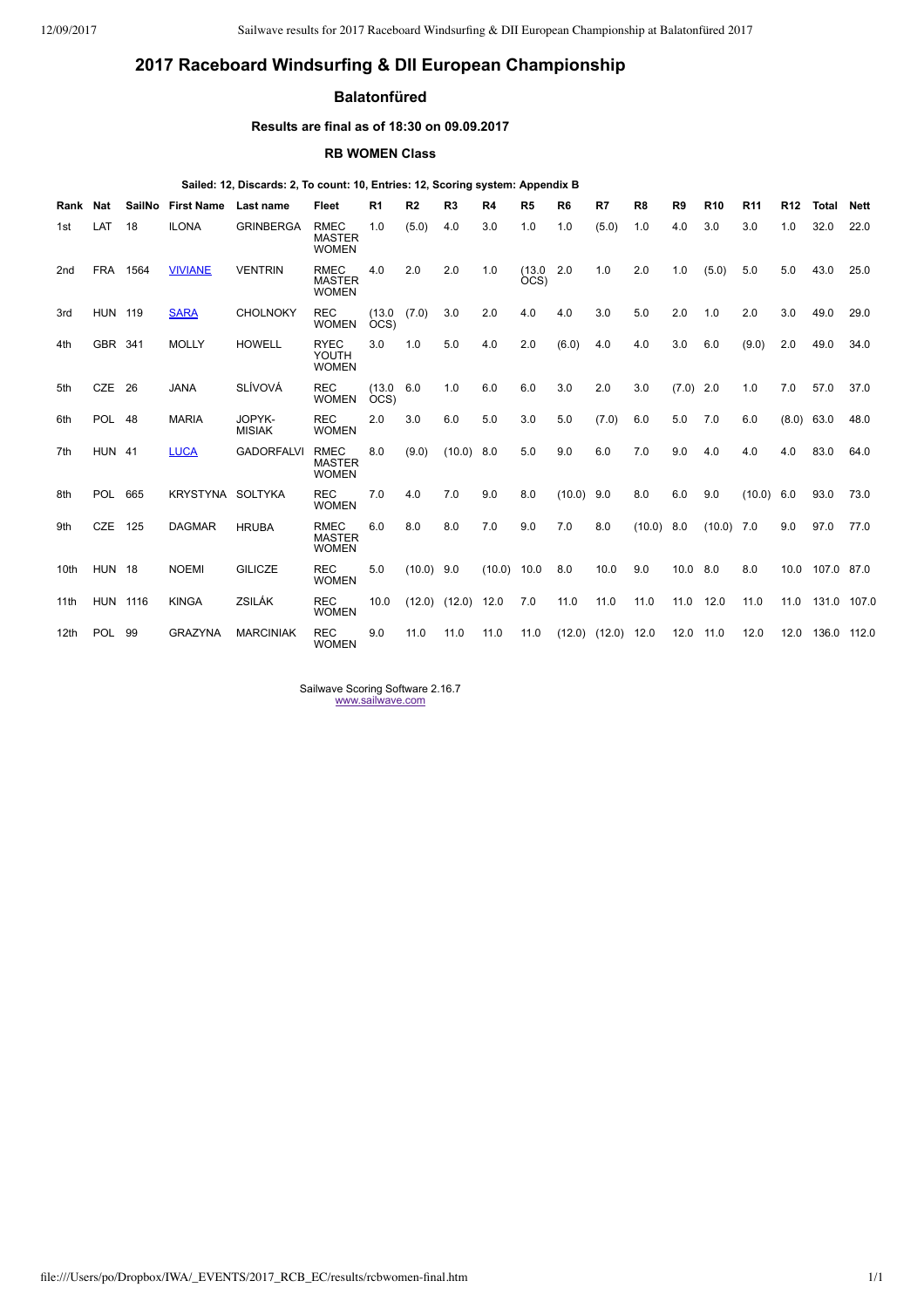# 2017 Raceboard Windsurfing & DII European Championship

## Balatonfüred

### Results are final as of 18:30 on 09.09.2017

### RB WOMEN Class

**Sailed: 12, Discards: 2, To count: 10, Entries: 12, Scoring system: Appendix B**

| Rank | Nat | SailNo | First Name | Last name | Fleet | R1 | R2 | R3 | R4 | R5 | R6 | R7 | R8 | R9 | R10 | R11 | R12 | Total | Nett |
|---|---|---|---|---|---|---|---|---|---|---|---|---|---|---|---|---|---|---|---|
| 1st | LAT | 18 | ILONA | GRINBERGA | RMEC MASTER WOMEN | 1.0 | (5.0) | 4.0 | 3.0 | 1.0 | 1.0 | (5.0) | 1.0 | 4.0 | 3.0 | 3.0 | 1.0 | 32.0 | 22.0 |
| 2nd | FRA | 1564 | VIVIANE | VENTRIN | RMEC MASTER WOMEN | 4.0 | 2.0 | 2.0 | 1.0 | (13.0 OCS) | 2.0 | 1.0 | 2.0 | 1.0 | (5.0) | 5.0 | 5.0 | 43.0 | 25.0 |
| 3rd | HUN | 119 | SARA | CHOLNOKY | REC WOMEN | (13.0 OCS) | (7.0) | 3.0 | 2.0 | 4.0 | 4.0 | 3.0 | 5.0 | 2.0 | 1.0 | 2.0 | 3.0 | 49.0 | 29.0 |
| 4th | GBR | 341 | MOLLY | HOWELL | RYEC YOUTH WOMEN | 3.0 | 1.0 | 5.0 | 4.0 | 2.0 | (6.0) | 4.0 | 4.0 | 3.0 | 6.0 | (9.0) | 2.0 | 49.0 | 34.0 |
| 5th | CZE | 26 | JANA | SLÍVOVÁ | REC WOMEN | (13.0 OCS) | 6.0 | 1.0 | 6.0 | 6.0 | 3.0 | 2.0 | 3.0 | (7.0) | 2.0 | 1.0 | 7.0 | 57.0 | 37.0 |
| 6th | POL | 48 | MARIA | JOPYK-MISIAK | REC WOMEN | 2.0 | 3.0 | 6.0 | 5.0 | 3.0 | 5.0 | (7.0) | 6.0 | 5.0 | 7.0 | 6.0 | (8.0) | 63.0 | 48.0 |
| 7th | HUN | 41 | LUCA | GADORFALVI | RMEC MASTER WOMEN | 8.0 | (9.0) | (10.0) | 8.0 | 5.0 | 9.0 | 6.0 | 7.0 | 9.0 | 4.0 | 4.0 | 4.0 | 83.0 | 64.0 |
| 8th | POL | 665 | KRYSTYNA | SOLTYKA | REC WOMEN | 7.0 | 4.0 | 7.0 | 9.0 | 8.0 | (10.0) | 9.0 | 8.0 | 6.0 | 9.0 | (10.0) | 6.0 | 93.0 | 73.0 |
| 9th | CZE | 125 | DAGMAR | HRUBA | RMEC MASTER WOMEN | 6.0 | 8.0 | 8.0 | 7.0 | 9.0 | 7.0 | 8.0 | (10.0) | 8.0 | (10.0) | 7.0 | 9.0 | 97.0 | 77.0 |
| 10th | HUN | 18 | NOEMI | GILICZE | REC WOMEN | 5.0 | (10.0) | 9.0 | (10.0) | 10.0 | 8.0 | 10.0 | 9.0 | 10.0 | 8.0 | 8.0 | 10.0 | 107.0 | 87.0 |
| 11th | HUN | 1116 | KINGA | ZSILÁK | REC WOMEN | 10.0 | (12.0) | (12.0) | 12.0 | 7.0 | 11.0 | 11.0 | 11.0 | 11.0 | 12.0 | 11.0 | 11.0 | 131.0 | 107.0 |
| 12th | POL | 99 | GRAZYNA | MARCINIAK | REC WOMEN | 9.0 | 11.0 | 11.0 | 11.0 | 11.0 | (12.0) | (12.0) | 12.0 | 12.0 | 11.0 | 12.0 | 12.0 | 136.0 | 112.0 |

Sailwave Scoring Software 2.16.7
www.sailwave.com